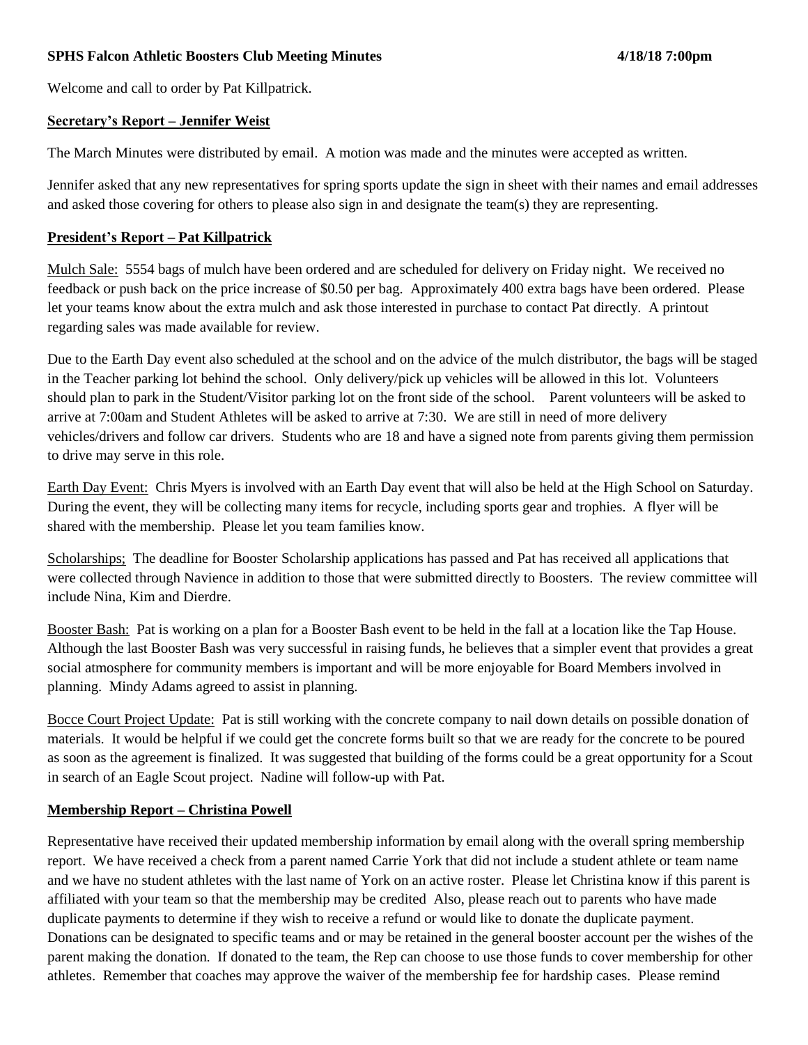**SPHS Falcon Athletic Boosters Club Meeting Minutes 4/18/18 7:00pm**

Welcome and call to order by Pat Killpatrick.

**Secretary's Report – Jennifer Weist**

The March Minutes were distributed by email. A motion was made and the minutes were accepted as written.

Jennifer asked that any new representatives for spring sports update the sign in sheet with their names and email addresses and asked those covering for others to please also sign in and designate the team(s) they are representing.

**President's Report – Pat Killpatrick**

Mulch Sale: 5554 bags of mulch have been ordered and are scheduled for delivery on Friday night. We received no feedback or push back on the price increase of $0.50 per bag. Approximately 400 extra bags have been ordered. Please let your teams know about the extra mulch and ask those interested in purchase to contact Pat directly. A printout regarding sales was made available for review.

Due to the Earth Day event also scheduled at the school and on the advice of the mulch distributor, the bags will be staged in the Teacher parking lot behind the school. Only delivery/pick up vehicles will be allowed in this lot. Volunteers should plan to park in the Student/Visitor parking lot on the front side of the school. Parent volunteers will be asked to arrive at 7:00am and Student Athletes will be asked to arrive at 7:30. We are still in need of more delivery vehicles/drivers and follow car drivers. Students who are 18 and have a signed note from parents giving them permission to drive may serve in this role.

Earth Day Event: Chris Myers is involved with an Earth Day event that will also be held at the High School on Saturday. During the event, they will be collecting many items for recycle, including sports gear and trophies. A flyer will be shared with the membership. Please let you team families know.

Scholarships; The deadline for Booster Scholarship applications has passed and Pat has received all applications that were collected through Navience in addition to those that were submitted directly to Boosters. The review committee will include Nina, Kim and Dierdre.

Booster Bash: Pat is working on a plan for a Booster Bash event to be held in the fall at a location like the Tap House. Although the last Booster Bash was very successful in raising funds, he believes that a simpler event that provides a great social atmosphere for community members is important and will be more enjoyable for Board Members involved in planning. Mindy Adams agreed to assist in planning.

Bocce Court Project Update: Pat is still working with the concrete company to nail down details on possible donation of materials. It would be helpful if we could get the concrete forms built so that we are ready for the concrete to be poured as soon as the agreement is finalized. It was suggested that building of the forms could be a great opportunity for a Scout in search of an Eagle Scout project. Nadine will follow-up with Pat.

**Membership Report – Christina Powell**

Representative have received their updated membership information by email along with the overall spring membership report. We have received a check from a parent named Carrie York that did not include a student athlete or team name and we have no student athletes with the last name of York on an active roster. Please let Christina know if this parent is affiliated with your team so that the membership may be credited Also, please reach out to parents who have made duplicate payments to determine if they wish to receive a refund or would like to donate the duplicate payment. Donations can be designated to specific teams and or may be retained in the general booster account per the wishes of the parent making the donation. If donated to the team, the Rep can choose to use those funds to cover membership for other athletes. Remember that coaches may approve the waiver of the membership fee for hardship cases. Please remind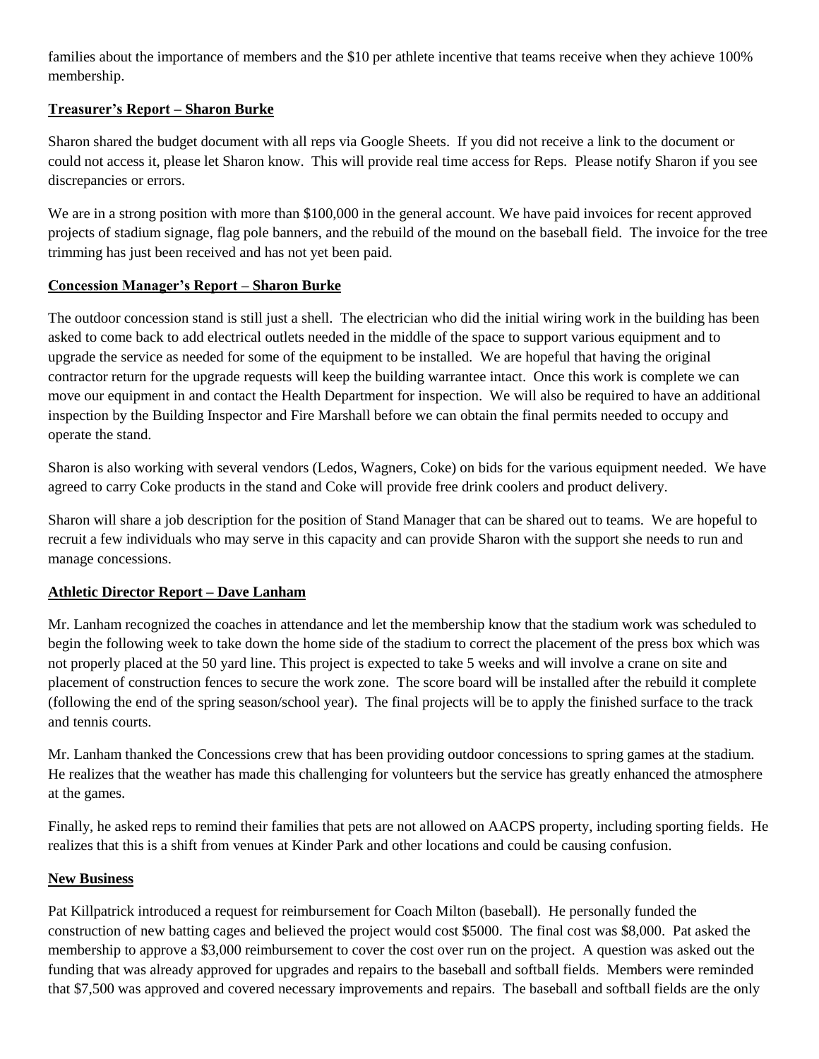families about the importance of members and the $10 per athlete incentive that teams receive when they achieve 100% membership.

**Treasurer's Report – Sharon Burke**

Sharon shared the budget document with all reps via Google Sheets. If you did not receive a link to the document or could not access it, please let Sharon know. This will provide real time access for Reps. Please notify Sharon if you see discrepancies or errors.

We are in a strong position with more than $100,000 in the general account. We have paid invoices for recent approved projects of stadium signage, flag pole banners, and the rebuild of the mound on the baseball field. The invoice for the tree trimming has just been received and has not yet been paid.

**Concession Manager's Report – Sharon Burke**

The outdoor concession stand is still just a shell. The electrician who did the initial wiring work in the building has been asked to come back to add electrical outlets needed in the middle of the space to support various equipment and to upgrade the service as needed for some of the equipment to be installed. We are hopeful that having the original contractor return for the upgrade requests will keep the building warrantee intact. Once this work is complete we can move our equipment in and contact the Health Department for inspection. We will also be required to have an additional inspection by the Building Inspector and Fire Marshall before we can obtain the final permits needed to occupy and operate the stand.

Sharon is also working with several vendors (Ledos, Wagners, Coke) on bids for the various equipment needed. We have agreed to carry Coke products in the stand and Coke will provide free drink coolers and product delivery.

Sharon will share a job description for the position of Stand Manager that can be shared out to teams. We are hopeful to recruit a few individuals who may serve in this capacity and can provide Sharon with the support she needs to run and manage concessions.

**Athletic Director Report – Dave Lanham**

Mr. Lanham recognized the coaches in attendance and let the membership know that the stadium work was scheduled to begin the following week to take down the home side of the stadium to correct the placement of the press box which was not properly placed at the 50 yard line. This project is expected to take 5 weeks and will involve a crane on site and placement of construction fences to secure the work zone. The score board will be installed after the rebuild it complete (following the end of the spring season/school year). The final projects will be to apply the finished surface to the track and tennis courts.

Mr. Lanham thanked the Concessions crew that has been providing outdoor concessions to spring games at the stadium. He realizes that the weather has made this challenging for volunteers but the service has greatly enhanced the atmosphere at the games.

Finally, he asked reps to remind their families that pets are not allowed on AACPS property, including sporting fields. He realizes that this is a shift from venues at Kinder Park and other locations and could be causing confusion.

**New Business**

Pat Killpatrick introduced a request for reimbursement for Coach Milton (baseball). He personally funded the construction of new batting cages and believed the project would cost $5000. The final cost was $8,000. Pat asked the membership to approve a $3,000 reimbursement to cover the cost over run on the project. A question was asked out the funding that was already approved for upgrades and repairs to the baseball and softball fields. Members were reminded that $7,500 was approved and covered necessary improvements and repairs. The baseball and softball fields are the only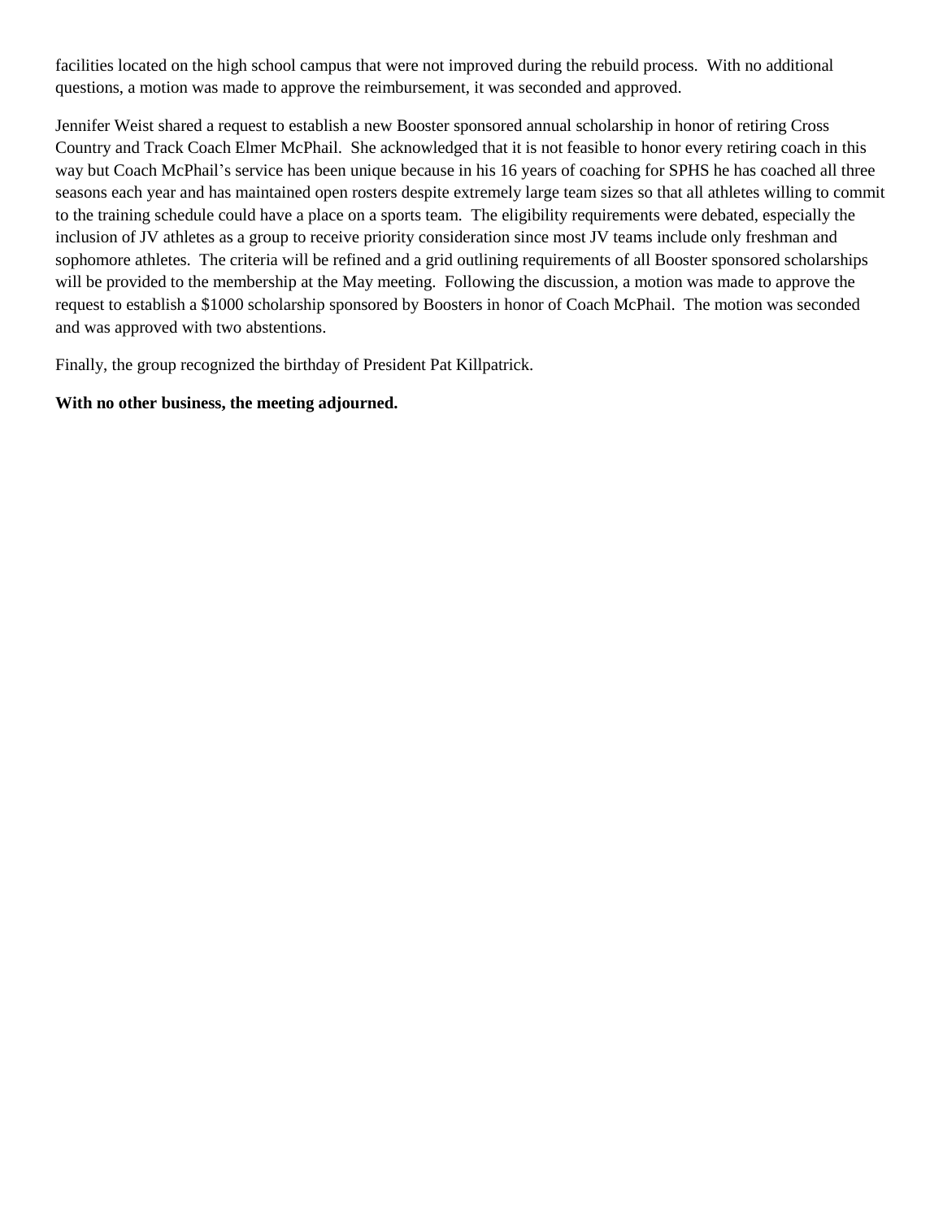facilities located on the high school campus that were not improved during the rebuild process. With no additional questions, a motion was made to approve the reimbursement, it was seconded and approved.

Jennifer Weist shared a request to establish a new Booster sponsored annual scholarship in honor of retiring Cross Country and Track Coach Elmer McPhail. She acknowledged that it is not feasible to honor every retiring coach in this way but Coach McPhail's service has been unique because in his 16 years of coaching for SPHS he has coached all three seasons each year and has maintained open rosters despite extremely large team sizes so that all athletes willing to commit to the training schedule could have a place on a sports team. The eligibility requirements were debated, especially the inclusion of JV athletes as a group to receive priority consideration since most JV teams include only freshman and sophomore athletes. The criteria will be refined and a grid outlining requirements of all Booster sponsored scholarships will be provided to the membership at the May meeting. Following the discussion, a motion was made to approve the request to establish a $1000 scholarship sponsored by Boosters in honor of Coach McPhail. The motion was seconded and was approved with two abstentions.

Finally, the group recognized the birthday of President Pat Killpatrick.

**With no other business, the meeting adjourned.**